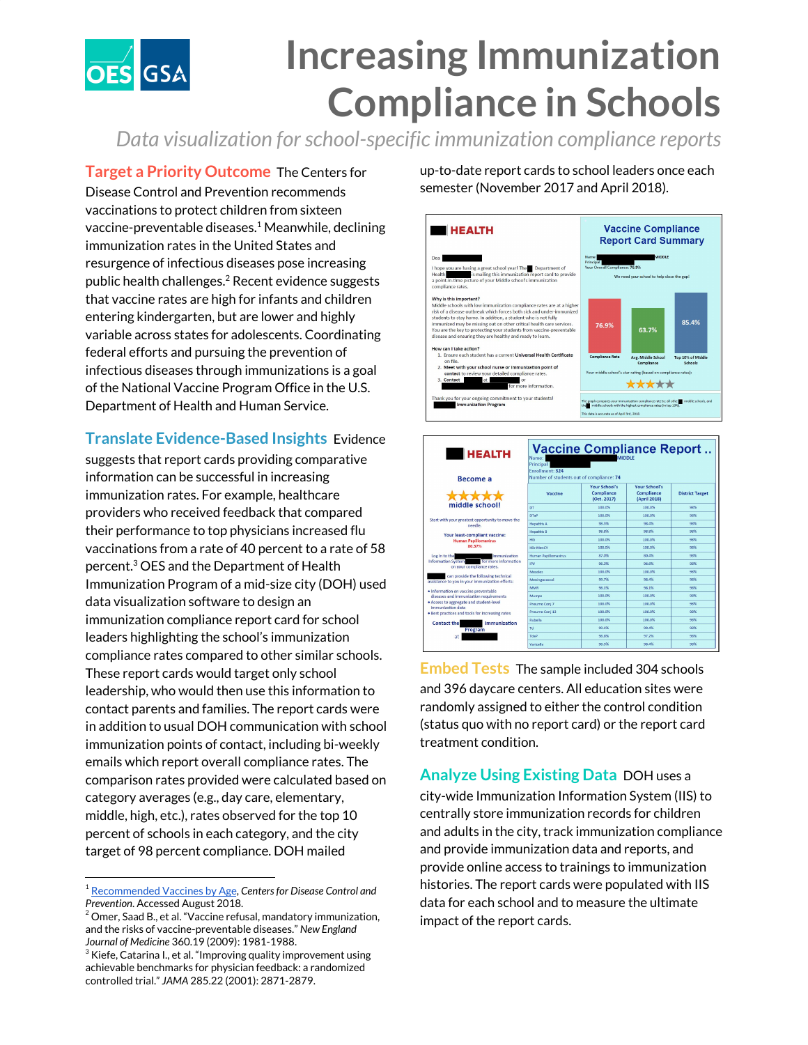# Increasing Immunization Compliance in Schools

*Data visualization for school-specific immunization compliance reports*

**Target a Priority Outcome** The Centers for Disease Control and Prevention recommends vaccinations to protect children from sixteen vaccine-preventable diseases.[1] Meanwhile, declining immunization rates in the United States and resurgence of infectious diseases pose increasing public health challenges.[2] Recent evidence suggests that vaccine rates are high for infants and children entering kindergarten, but are lower and highly variable across states for adolescents. Coordinating federal efforts and pursuing the prevention of infectious diseases through immunizations is a goal of the National Vaccine Program Office in the U.S. Department of Health and Human Service.

**Translate Evidence-Based Insights** Evidence suggests that report cards providing comparative information can be successful in increasing immunization rates. For example, healthcare providers who received feedback that compared their performance to top physicians increased flu vaccinations from a rate of 40 percent to a rate of 58 percent.[3] OES and the Department of Health Immunization Program of a mid-size city (DOH) used data visualization software to design an immunization compliance report card for school leaders highlighting the school's immunization compliance rates compared to other similar schools. These report cards would target only school leadership, who would then use this information to contact parents and families. The report cards were in addition to usual DOH communication with school immunization points of contact, including bi-weekly emails which report overall compliance rates. The comparison rates provided were calculated based on category averages (e.g., day care, elementary, middle, high, etc.), rates observed for the top 10 percent of schools in each category, and the city target of 98 percent compliance. DOH mailed up-to-date report cards to school leaders once each semester (November 2017 and April 2018).

**Embed Tests** The sample included 304 schools and 396 daycare centers. All education sites were randomly assigned to either the control condition (status quo with no report card) or the report card treatment condition.

**Analyze Using Existing Data** DOH uses a city-wide Immunization Information System (IIS) to centrally store immunization records for children and adults in the city, track immunization compliance and provide immunization data and reports, and provide online access to trainings to immunization histories. The report cards were populated with IIS data for each school and to measure the ultimate impact of the report cards.

---

[1] Recommended Vaccines by Age, *Centers for Disease Control and Prevention*. Accessed August 2018.

[2] Omer, Saad B., et al. "Vaccine refusal, mandatory immunization, and the risks of vaccine-preventable diseases." *New England Journal of Medicine* 360.19 (2009): 1981-1988.

[3] Kiefe, Catarina I., et al. "Improving quality improvement using achievable benchmarks for physician feedback: a randomized controlled trial." *JAMA* 285.22 (2001): 2871-2879.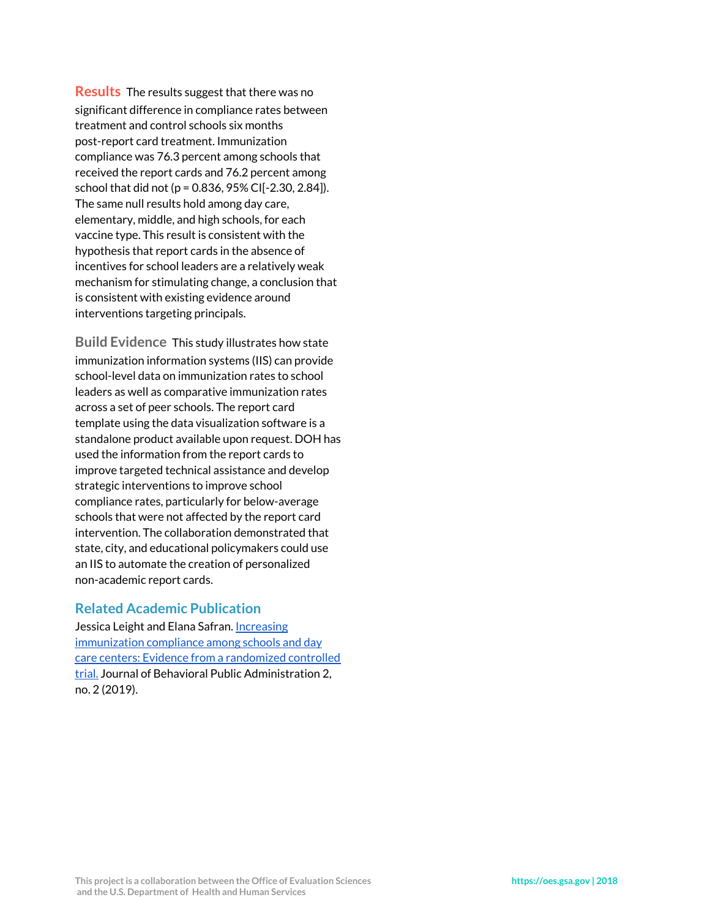**Results** The results suggest that there was no significant difference in compliance rates between treatment and control schools six months post-report card treatment. Immunization compliance was 76.3 percent among schools that received the report cards and 76.2 percent among school that did not ($p = 0.836$, 95% CI[-2.30, 2.84]). The same null results hold among day care, elementary, middle, and high schools, for each vaccine type. This result is consistent with the hypothesis that report cards in the absence of incentives for school leaders are a relatively weak mechanism for stimulating change, a conclusion that is consistent with existing evidence around interventions targeting principals.

**Build Evidence** This study illustrates how state immunization information systems (IIS) can provide school-level data on immunization rates to school leaders as well as comparative immunization rates across a set of peer schools. The report card template using the data visualization software is a standalone product available upon request. DOH has used the information from the report cards to improve targeted technical assistance and develop strategic interventions to improve school compliance rates, particularly for below-average schools that were not affected by the report card intervention. The collaboration demonstrated that state, city, and educational policymakers could use an IIS to automate the creation of personalized non-academic report cards.

## Related Academic Publication

Jessica Leight and Elana Safran. Increasing immunization compliance among schools and day care centers: Evidence from a randomized controlled trial. Journal of Behavioral Public Administration 2, no. 2 (2019).

This project is a collaboration between the Office of Evaluation Sciences and the U.S. Department of Health and Human Services

https://oes.gsa.gov | 2018